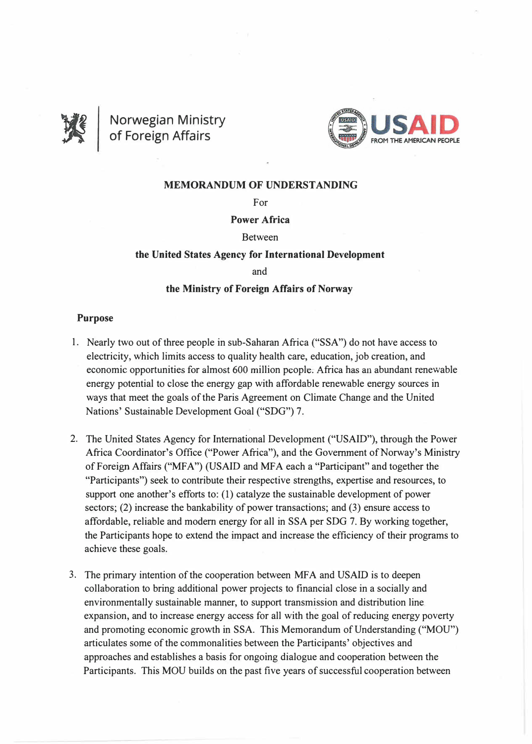Norwegian Ministry of Foreign Affairs

USAID FROM THE AMERICAN PEOPLE

**MEMORANDUM OF UNDERSTANDING**

For

**Power Africa**

Between

**the United States Agency for International Development**

and

**the Ministry of Foreign Affairs of Norway**

**Purpose**

1. Nearly two out of three people in sub-Saharan Africa ("SSA") do not have access to electricity, which limits access to quality health care, education, job creation, and economic opportunities for almost 600 million people. Africa has an abundant renewable energy potential to close the energy gap with affordable renewable energy sources in ways that meet the goals of the Paris Agreement on Climate Change and the United Nations' Sustainable Development Goal ("SDG") 7.

2. The United States Agency for International Development ("USAID"), through the Power Africa Coordinator's Office ("Power Africa"), and the Government of Norway's Ministry of Foreign Affairs ("MFA") (USAID and MFA each a "Participant" and together the "Participants") seek to contribute their respective strengths, expertise and resources, to support one another's efforts to: (1) catalyze the sustainable development of power sectors; (2) increase the bankability of power transactions; and (3) ensure access to affordable, reliable and modern energy for all in SSA per SDG 7. By working together, the Participants hope to extend the impact and increase the efficiency of their programs to achieve these goals.

3. The primary intention of the cooperation between MFA and USAID is to deepen collaboration to bring additional power projects to financial close in a socially and environmentally sustainable manner, to support transmission and distribution line expansion, and to increase energy access for all with the goal of reducing energy poverty and promoting economic growth in SSA. This Memorandum of Understanding ("MOU") articulates some of the commonalities between the Participants' objectives and approaches and establishes a basis for ongoing dialogue and cooperation between the Participants. This MOU builds on the past five years of successful cooperation between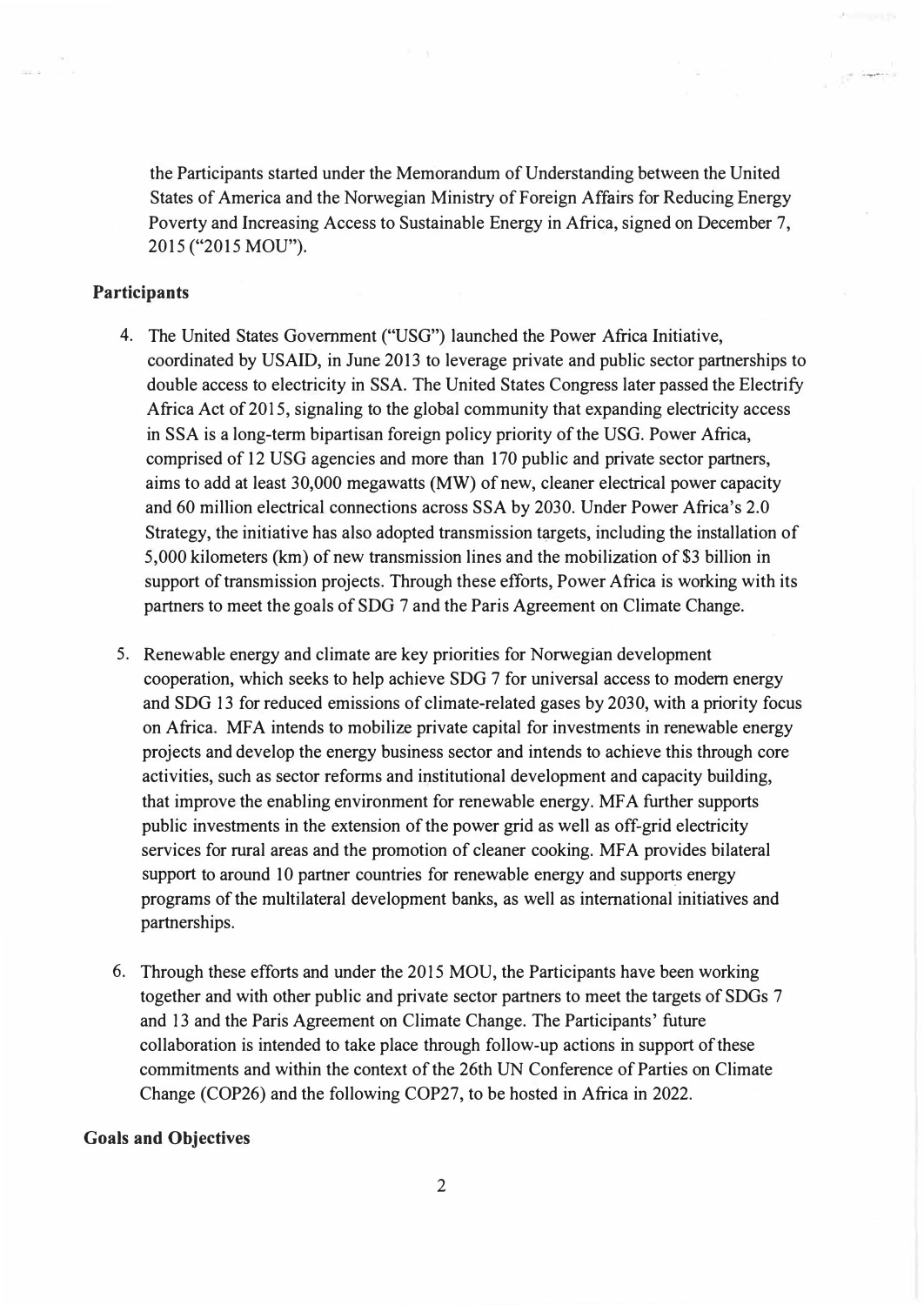the Participants started under the Memorandum of Understanding between the United States of America and the Norwegian Ministry of Foreign Affairs for Reducing Energy Poverty and Increasing Access to Sustainable Energy in Africa, signed on December 7, 2015 ("2015 MOU").

## Participants

4. The United States Government ("USG") launched the Power Africa Initiative, coordinated by USAID, in June 2013 to leverage private and public sector partnerships to double access to electricity in SSA. The United States Congress later passed the Electrify Africa Act of 2015, signaling to the global community that expanding electricity access in SSA is a long-term bipartisan foreign policy priority of the USG. Power Africa, comprised of 12 USG agencies and more than 170 public and private sector partners, aims to add at least 30,000 megawatts (MW) of new, cleaner electrical power capacity and 60 million electrical connections across SSA by 2030. Under Power Africa's 2.0 Strategy, the initiative has also adopted transmission targets, including the installation of 5,000 kilometers (km) of new transmission lines and the mobilization of $3 billion in support of transmission projects. Through these efforts, Power Africa is working with its partners to meet the goals of SDG 7 and the Paris Agreement on Climate Change.

5. Renewable energy and climate are key priorities for Norwegian development cooperation, which seeks to help achieve SDG 7 for universal access to modern energy and SDG 13 for reduced emissions of climate-related gases by 2030, with a priority focus on Africa. MFA intends to mobilize private capital for investments in renewable energy projects and develop the energy business sector and intends to achieve this through core activities, such as sector reforms and institutional development and capacity building, that improve the enabling environment for renewable energy. MFA further supports public investments in the extension of the power grid as well as off-grid electricity services for rural areas and the promotion of cleaner cooking. MFA provides bilateral support to around 10 partner countries for renewable energy and supports energy programs of the multilateral development banks, as well as international initiatives and partnerships.

6. Through these efforts and under the 2015 MOU, the Participants have been working together and with other public and private sector partners to meet the targets of SDGs 7 and 13 and the Paris Agreement on Climate Change. The Participants' future collaboration is intended to take place through follow-up actions in support of these commitments and within the context of the 26th UN Conference of Parties on Climate Change (COP26) and the following COP27, to be hosted in Africa in 2022.

## Goals and Objectives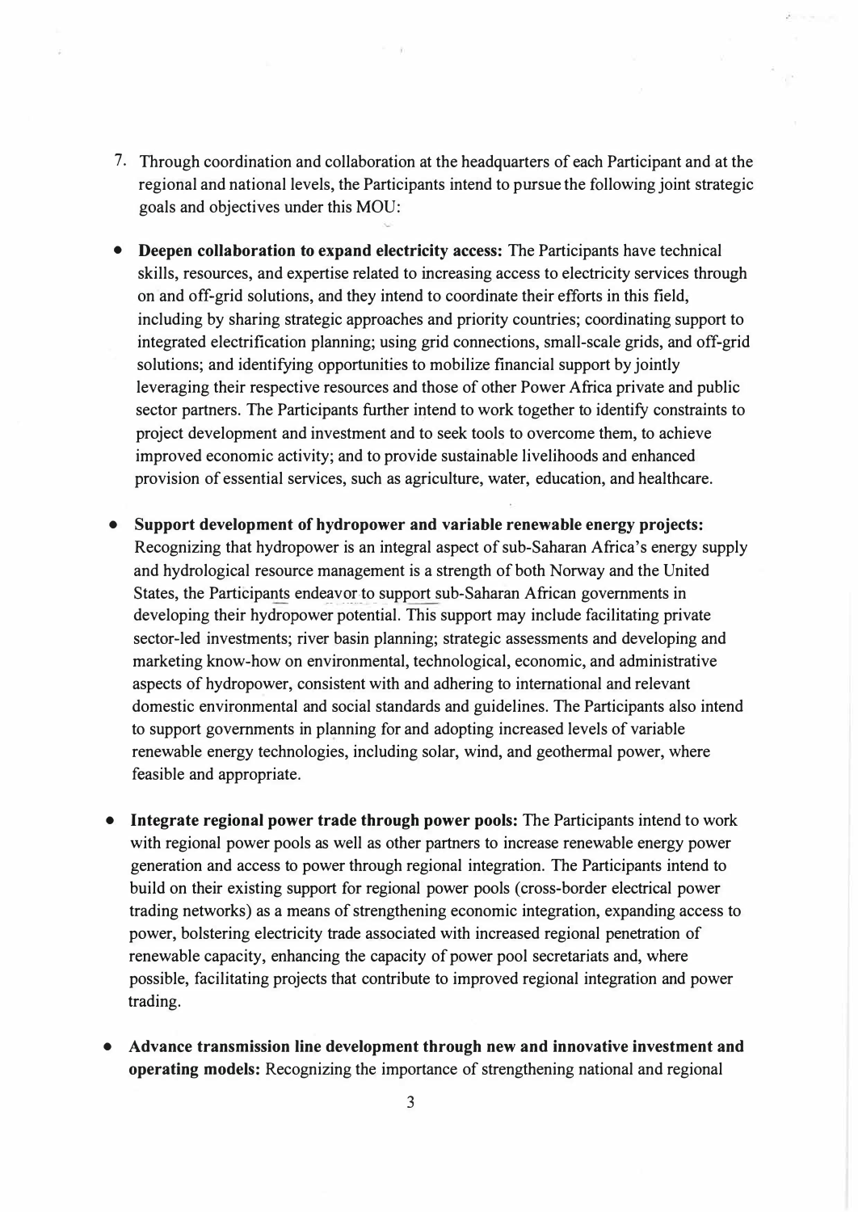7. Through coordination and collaboration at the headquarters of each Participant and at the regional and national levels, the Participants intend to pursue the following joint strategic goals and objectives under this MOU:

- **Deepen collaboration to expand electricity access:** The Participants have technical skills, resources, and expertise related to increasing access to electricity services through on and off-grid solutions, and they intend to coordinate their efforts in this field, including by sharing strategic approaches and priority countries; coordinating support to integrated electrification planning; using grid connections, small-scale grids, and off-grid solutions; and identifying opportunities to mobilize financial support by jointly leveraging their respective resources and those of other Power Africa private and public sector partners. The Participants further intend to work together to identify constraints to project development and investment and to seek tools to overcome them, to achieve improved economic activity; and to provide sustainable livelihoods and enhanced provision of essential services, such as agriculture, water, education, and healthcare.

- **Support development of hydropower and variable renewable energy projects:** Recognizing that hydropower is an integral aspect of sub-Saharan Africa's energy supply and hydrological resource management is a strength of both Norway and the United States, the Participants endeavor to support sub-Saharan African governments in developing their hydropower potential. This support may include facilitating private sector-led investments; river basin planning; strategic assessments and developing and marketing know-how on environmental, technological, economic, and administrative aspects of hydropower, consistent with and adhering to international and relevant domestic environmental and social standards and guidelines. The Participants also intend to support governments in planning for and adopting increased levels of variable renewable energy technologies, including solar, wind, and geothermal power, where feasible and appropriate.

- **Integrate regional power trade through power pools:** The Participants intend to work with regional power pools as well as other partners to increase renewable energy power generation and access to power through regional integration. The Participants intend to build on their existing support for regional power pools (cross-border electrical power trading networks) as a means of strengthening economic integration, expanding access to power, bolstering electricity trade associated with increased regional penetration of renewable capacity, enhancing the capacity of power pool secretariats and, where possible, facilitating projects that contribute to improved regional integration and power trading.

- **Advance transmission line development through new and innovative investment and operating models:** Recognizing the importance of strengthening national and regional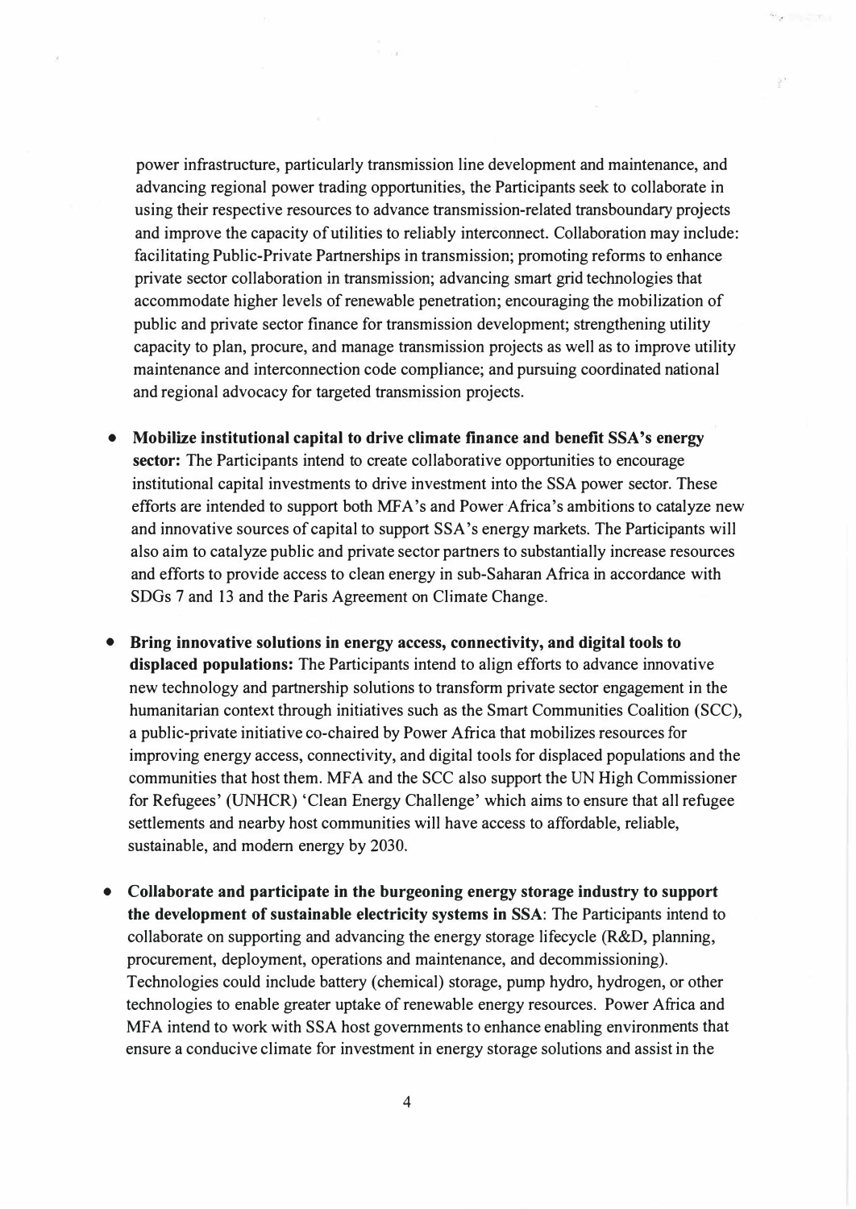power infrastructure, particularly transmission line development and maintenance, and advancing regional power trading opportunities, the Participants seek to collaborate in using their respective resources to advance transmission-related transboundary projects and improve the capacity of utilities to reliably interconnect. Collaboration may include: facilitating Public-Private Partnerships in transmission; promoting reforms to enhance private sector collaboration in transmission; advancing smart grid technologies that accommodate higher levels of renewable penetration; encouraging the mobilization of public and private sector finance for transmission development; strengthening utility capacity to plan, procure, and manage transmission projects as well as to improve utility maintenance and interconnection code compliance; and pursuing coordinated national and regional advocacy for targeted transmission projects.

- **Mobilize institutional capital to drive climate finance and benefit SSA's energy sector:** The Participants intend to create collaborative opportunities to encourage institutional capital investments to drive investment into the SSA power sector. These efforts are intended to support both MFA's and Power Africa's ambitions to catalyze new and innovative sources of capital to support SSA's energy markets. The Participants will also aim to catalyze public and private sector partners to substantially increase resources and efforts to provide access to clean energy in sub-Saharan Africa in accordance with SDGs 7 and 13 and the Paris Agreement on Climate Change.

- **Bring innovative solutions in energy access, connectivity, and digital tools to displaced populations:** The Participants intend to align efforts to advance innovative new technology and partnership solutions to transform private sector engagement in the humanitarian context through initiatives such as the Smart Communities Coalition (SCC), a public-private initiative co-chaired by Power Africa that mobilizes resources for improving energy access, connectivity, and digital tools for displaced populations and the communities that host them. MFA and the SCC also support the UN High Commissioner for Refugees' (UNHCR) 'Clean Energy Challenge' which aims to ensure that all refugee settlements and nearby host communities will have access to affordable, reliable, sustainable, and modern energy by 2030.

- **Collaborate and participate in the burgeoning energy storage industry to support the development of sustainable electricity systems in SSA**: The Participants intend to collaborate on supporting and advancing the energy storage lifecycle (R&D, planning, procurement, deployment, operations and maintenance, and decommissioning). Technologies could include battery (chemical) storage, pump hydro, hydrogen, or other technologies to enable greater uptake of renewable energy resources. Power Africa and MFA intend to work with SSA host governments to enhance enabling environments that ensure a conducive climate for investment in energy storage solutions and assist in the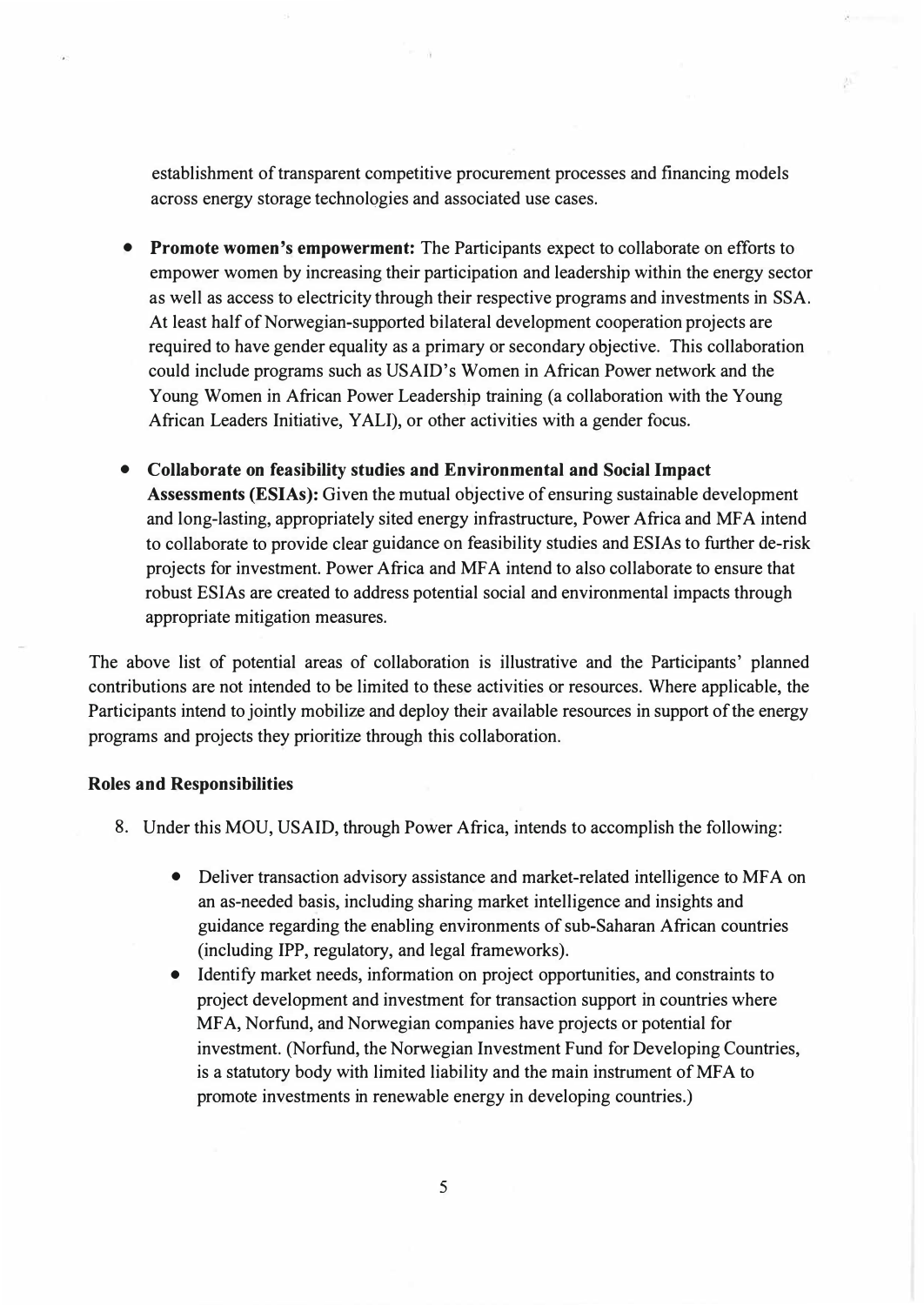establishment of transparent competitive procurement processes and financing models across energy storage technologies and associated use cases.

- **Promote women's empowerment:** The Participants expect to collaborate on efforts to empower women by increasing their participation and leadership within the energy sector as well as access to electricity through their respective programs and investments in SSA. At least half of Norwegian-supported bilateral development cooperation projects are required to have gender equality as a primary or secondary objective. This collaboration could include programs such as USAID's Women in African Power network and the Young Women in African Power Leadership training (a collaboration with the Young African Leaders Initiative, YALI), or other activities with a gender focus.

- **Collaborate on feasibility studies and Environmental and Social Impact Assessments (ESIAs):** Given the mutual objective of ensuring sustainable development and long-lasting, appropriately sited energy infrastructure, Power Africa and MFA intend to collaborate to provide clear guidance on feasibility studies and ESIAs to further de-risk projects for investment. Power Africa and MFA intend to also collaborate to ensure that robust ESIAs are created to address potential social and environmental impacts through appropriate mitigation measures.

The above list of potential areas of collaboration is illustrative and the Participants' planned contributions are not intended to be limited to these activities or resources. Where applicable, the Participants intend to jointly mobilize and deploy their available resources in support of the energy programs and projects they prioritize through this collaboration.

**Roles and Responsibilities**

8. Under this MOU, USAID, through Power Africa, intends to accomplish the following:

    - Deliver transaction advisory assistance and market-related intelligence to MFA on an as-needed basis, including sharing market intelligence and insights and guidance regarding the enabling environments of sub-Saharan African countries (including IPP, regulatory, and legal frameworks).
    - Identify market needs, information on project opportunities, and constraints to project development and investment for transaction support in countries where MFA, Norfund, and Norwegian companies have projects or potential for investment. (Norfund, the Norwegian Investment Fund for Developing Countries, is a statutory body with limited liability and the main instrument of MFA to promote investments in renewable energy in developing countries.)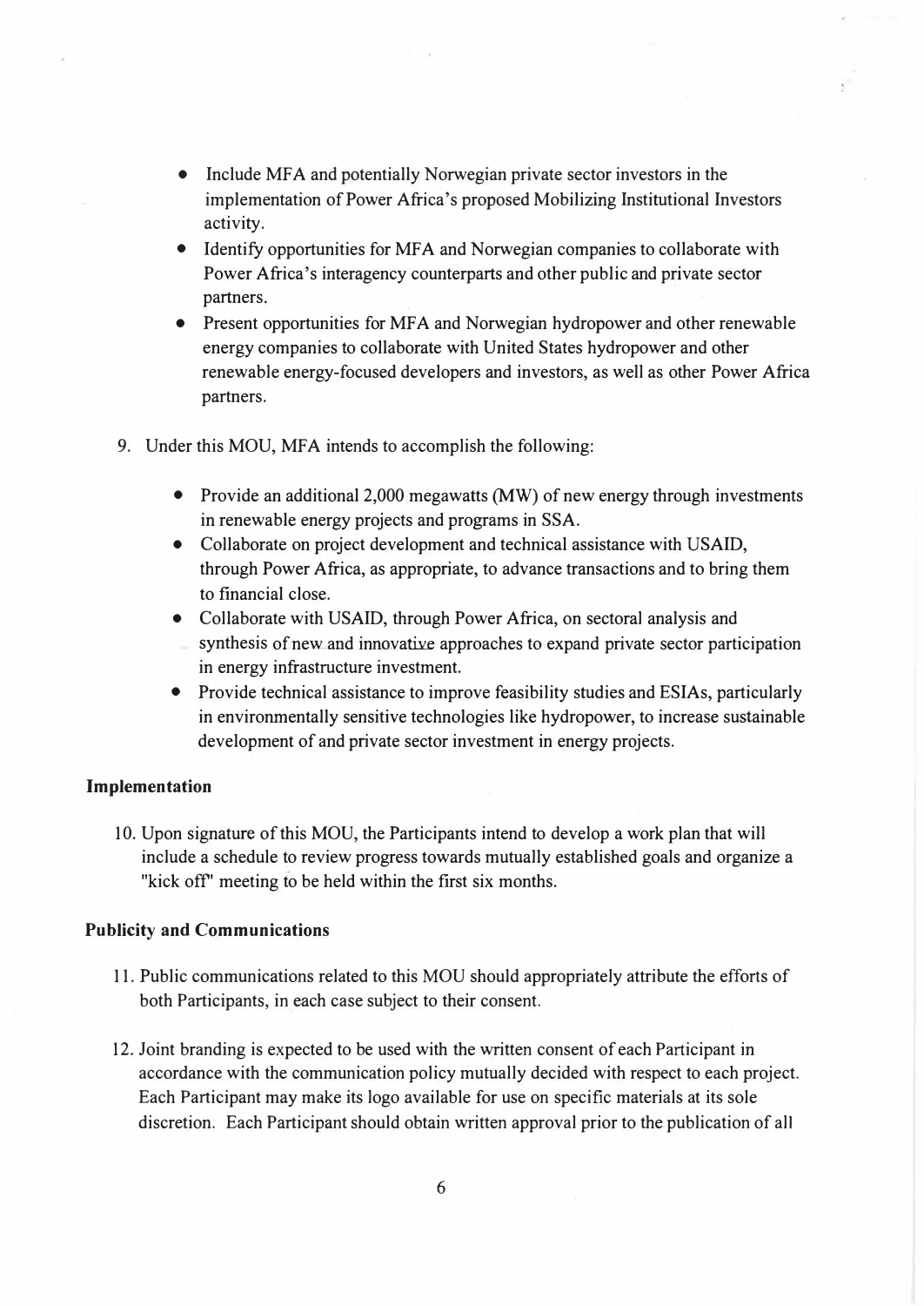- Include MFA and potentially Norwegian private sector investors in the implementation of Power Africa's proposed Mobilizing Institutional Investors activity.
- Identify opportunities for MFA and Norwegian companies to collaborate with Power Africa's interagency counterparts and other public and private sector partners.
- Present opportunities for MFA and Norwegian hydropower and other renewable energy companies to collaborate with United States hydropower and other renewable energy-focused developers and investors, as well as other Power Africa partners.

9. Under this MOU, MFA intends to accomplish the following:

    - Provide an additional 2,000 megawatts (MW) of new energy through investments in renewable energy projects and programs in SSA.
    - Collaborate on project development and technical assistance with USAID, through Power Africa, as appropriate, to advance transactions and to bring them to financial close.
    - Collaborate with USAID, through Power Africa, on sectoral analysis and synthesis of new and innovative approaches to expand private sector participation in energy infrastructure investment.
    - Provide technical assistance to improve feasibility studies and ESIAs, particularly in environmentally sensitive technologies like hydropower, to increase sustainable development of and private sector investment in energy projects.

**Implementation**

10. Upon signature of this MOU, the Participants intend to develop a work plan that will include a schedule to review progress towards mutually established goals and organize a "kick off" meeting to be held within the first six months.

**Publicity and Communications**

11. Public communications related to this MOU should appropriately attribute the efforts of both Participants, in each case subject to their consent.

12. Joint branding is expected to be used with the written consent of each Participant in accordance with the communication policy mutually decided with respect to each project. Each Participant may make its logo available for use on specific materials at its sole discretion. Each Participant should obtain written approval prior to the publication of all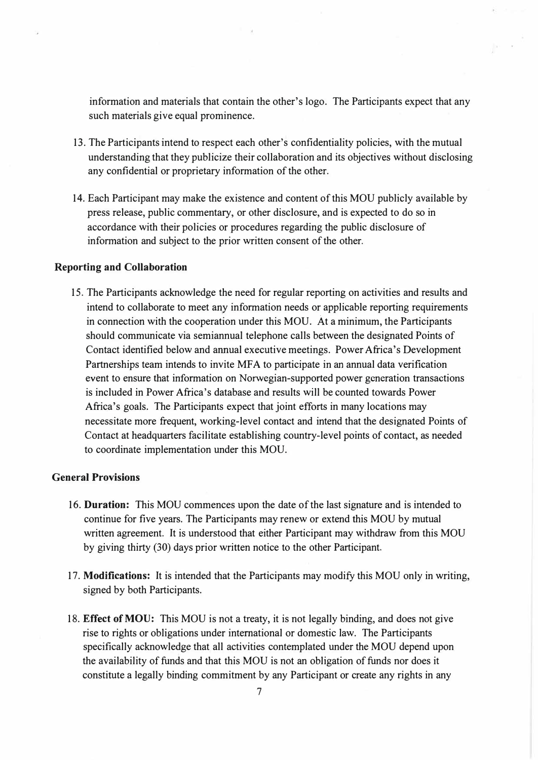information and materials that contain the other's logo. The Participants expect that any such materials give equal prominence.

13. The Participants intend to respect each other's confidentiality policies, with the mutual understanding that they publicize their collaboration and its objectives without disclosing any confidential or proprietary information of the other.

14. Each Participant may make the existence and content of this MOU publicly available by press release, public commentary, or other disclosure, and is expected to do so in accordance with their policies or procedures regarding the public disclosure of information and subject to the prior written consent of the other.

**Reporting and Collaboration**

15. The Participants acknowledge the need for regular reporting on activities and results and intend to collaborate to meet any information needs or applicable reporting requirements in connection with the cooperation under this MOU. At a minimum, the Participants should communicate via semiannual telephone calls between the designated Points of Contact identified below and annual executive meetings. Power Africa's Development Partnerships team intends to invite MFA to participate in an annual data verification event to ensure that information on Norwegian-supported power generation transactions is included in Power Africa's database and results will be counted towards Power Africa's goals. The Participants expect that joint efforts in many locations may necessitate more frequent, working-level contact and intend that the designated Points of Contact at headquarters facilitate establishing country-level points of contact, as needed to coordinate implementation under this MOU.

**General Provisions**

16. **Duration:** This MOU commences upon the date of the last signature and is intended to continue for five years. The Participants may renew or extend this MOU by mutual written agreement. It is understood that either Participant may withdraw from this MOU by giving thirty (30) days prior written notice to the other Participant.

17. **Modifications:** It is intended that the Participants may modify this MOU only in writing, signed by both Participants.

18. **Effect of MOU:** This MOU is not a treaty, it is not legally binding, and does not give rise to rights or obligations under international or domestic law. The Participants specifically acknowledge that all activities contemplated under the MOU depend upon the availability of funds and that this MOU is not an obligation of funds nor does it constitute a legally binding commitment by any Participant or create any rights in any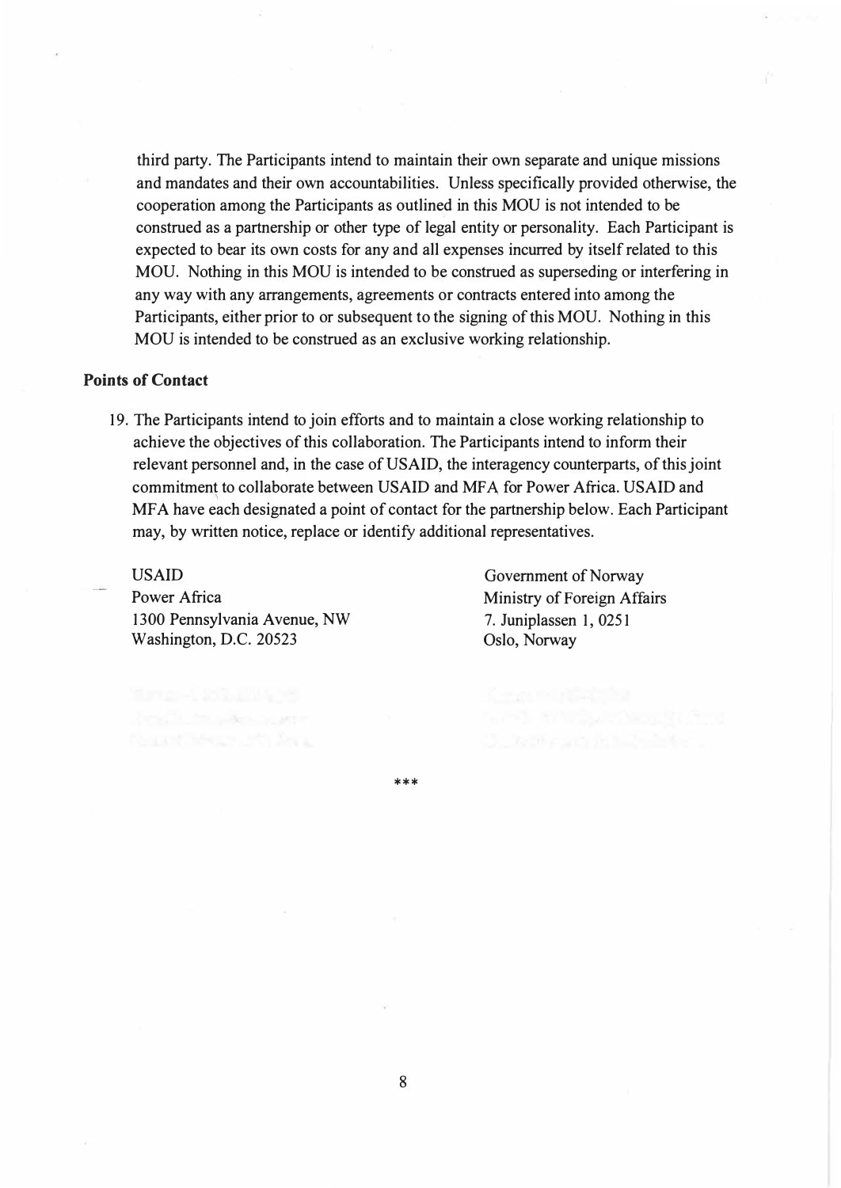third party. The Participants intend to maintain their own separate and unique missions and mandates and their own accountabilities. Unless specifically provided otherwise, the cooperation among the Participants as outlined in this MOU is not intended to be construed as a partnership or other type of legal entity or personality. Each Participant is expected to bear its own costs for any and all expenses incurred by itself related to this MOU. Nothing in this MOU is intended to be construed as superseding or interfering in any way with any arrangements, agreements or contracts entered into among the Participants, either prior to or subsequent to the signing of this MOU. Nothing in this MOU is intended to be construed as an exclusive working relationship.

**Points of Contact**

19. The Participants intend to join efforts and to maintain a close working relationship to achieve the objectives of this collaboration. The Participants intend to inform their relevant personnel and, in the case of USAID, the interagency counterparts, of this joint commitment to collaborate between USAID and MFA for Power Africa. USAID and MFA have each designated a point of contact for the partnership below. Each Participant may, by written notice, replace or identify additional representatives.

USAID
Power Africa
1300 Pennsylvania Avenue, NW
Washington, D.C. 20523

Government of Norway
Ministry of Foreign Affairs
7. Juniplassen 1, 0251
Oslo, Norway

***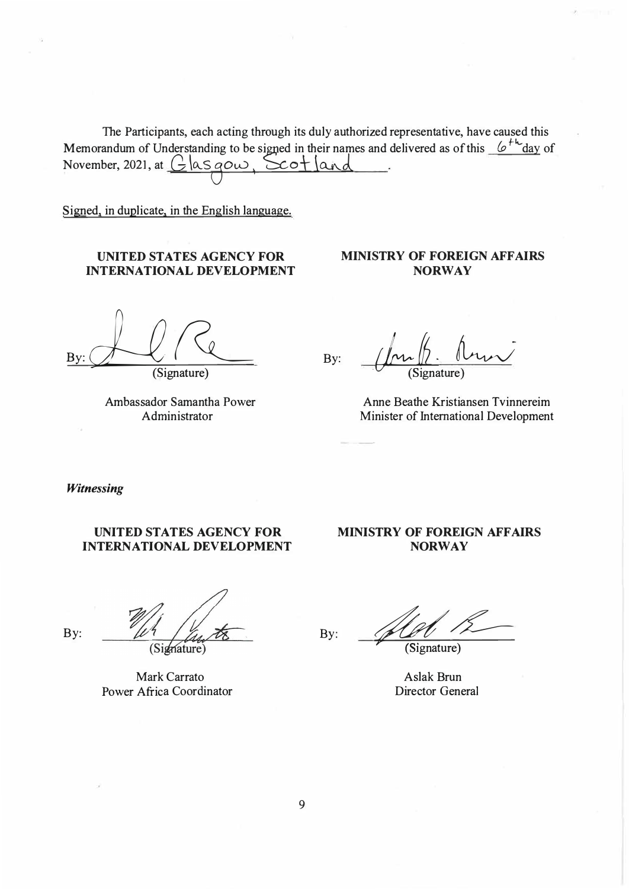The Participants, each acting through its duly authorized representative, have caused this Memorandum of Understanding to be signed in their names and delivered as of this 6th day of November, 2021, at Glasgow, Scotland.

Signed, in duplicate, in the English language.

| UNITED STATES AGENCY FOR INTERNATIONAL DEVELOPMENT | MINISTRY OF FOREIGN AFFAIRS NORWAY |
| --- | --- |
| By: (Signature) | By: (Signature) |
| Ambassador Samantha Power<br>Administrator | Anne Beathe Kristiansen Tvinnereim<br>Minister of International Development |

*Witnessing*

| UNITED STATES AGENCY FOR INTERNATIONAL DEVELOPMENT | MINISTRY OF FOREIGN AFFAIRS NORWAY |
| --- | --- |
| By: (Signature) | By: (Signature) |
| Mark Carrato<br>Power Africa Coordinator | Aslak Brun<br>Director General |